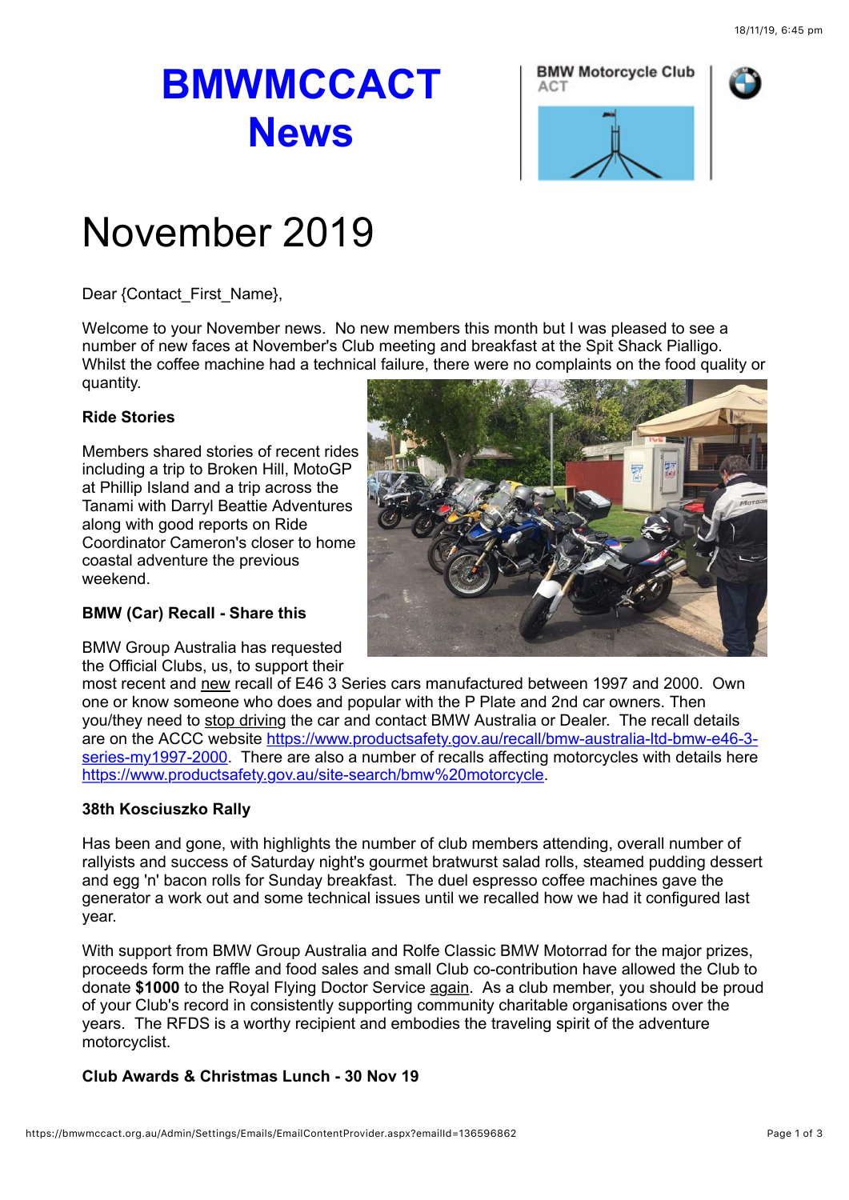# BMWMCCACT News

BMW Motorcycle Club ACT

# November 2019

Dear {Contact_First_Name},

Welcome to your November news. No new members this month but I was pleased to see a number of new faces at November's Club meeting and breakfast at the Spit Shack Pialligo. Whilst the coffee machine had a technical failure, there were no complaints on the food quality or quantity.

**Ride Stories**

Members shared stories of recent rides including a trip to Broken Hill, MotoGP at Phillip Island and a trip across the Tanami with Darryl Beattie Adventures along with good reports on Ride Coordinator Cameron's closer to home coastal adventure the previous weekend.

**BMW (Car) Recall - Share this**

BMW Group Australia has requested the Official Clubs, us, to support their most recent and new recall of E46 3 Series cars manufactured between 1997 and 2000. Own one or know someone who does and popular with the P Plate and 2nd car owners. Then you/they need to stop driving the car and contact BMW Australia or Dealer. The recall details are on the ACCC website https://www.productsafety.gov.au/recall/bmw-australia-ltd-bmw-e46-3-series-my1997-2000. There are also a number of recalls affecting motorcycles with details here https://www.productsafety.gov.au/site-search/bmw%20motorcycle.

**38th Kosciuszko Rally**

Has been and gone, with highlights the number of club members attending, overall number of rallyists and success of Saturday night's gourmet bratwurst salad rolls, steamed pudding dessert and egg 'n' bacon rolls for Sunday breakfast. The duel espresso coffee machines gave the generator a work out and some technical issues until we recalled how we had it configured last year.

With support from BMW Group Australia and Rolfe Classic BMW Motorrad for the major prizes, proceeds form the raffle and food sales and small Club co-contribution have allowed the Club to donate **$1000** to the Royal Flying Doctor Service again. As a club member, you should be proud of your Club's record in consistently supporting community charitable organisations over the years. The RFDS is a worthy recipient and embodies the traveling spirit of the adventure motorcyclist.

**Club Awards & Christmas Lunch - 30 Nov 19**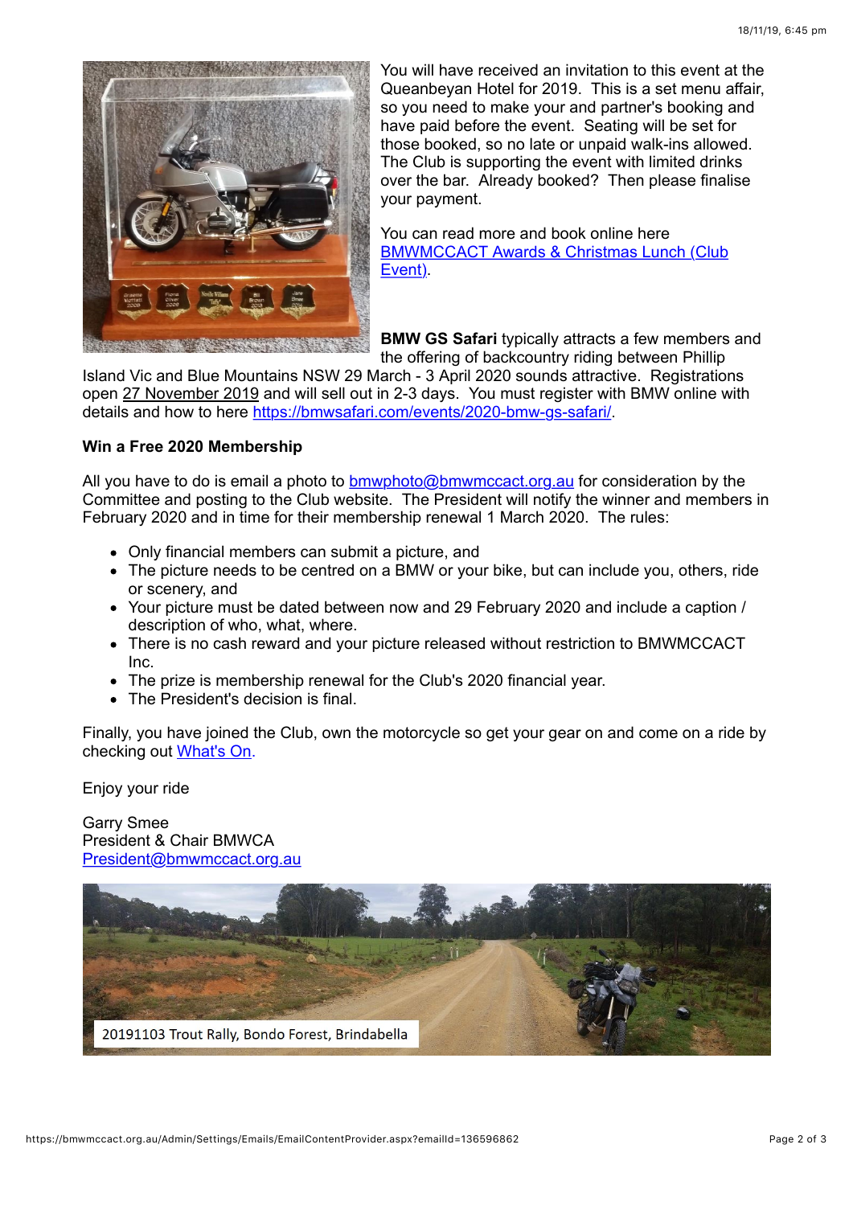You will have received an invitation to this event at the Queanbeyan Hotel for 2019. This is a set menu affair, so you need to make your and partner's booking and have paid before the event. Seating will be set for those booked, so no late or unpaid walk-ins allowed. The Club is supporting the event with limited drinks over the bar. Already booked? Then please finalise your payment.

You can read more and book online here [BMWMCCACT Awards & Christmas Lunch (Club Event)](#).

**BMW GS Safari** typically attracts a few members and the offering of backcountry riding between Phillip Island Vic and Blue Mountains NSW 29 March - 3 April 2020 sounds attractive. Registrations open 27 November 2019 and will sell out in 2-3 days. You must register with BMW online with details and how to here https://bmwsafari.com/events/2020-bmw-gs-safari/.

**Win a Free 2020 Membership**

All you have to do is email a photo to bmwphoto@bmwmccact.org.au for consideration by the Committee and posting to the Club website. The President will notify the winner and members in February 2020 and in time for their membership renewal 1 March 2020. The rules:

- Only financial members can submit a picture, and
- The picture needs to be centred on a BMW or your bike, but can include you, others, ride or scenery, and
- Your picture must be dated between now and 29 February 2020 and include a caption / description of who, what, where.
- There is no cash reward and your picture released without restriction to BMWMCCACT Inc.
- The prize is membership renewal for the Club's 2020 financial year.
- The President's decision is final.

Finally, you have joined the Club, own the motorcycle so get your gear on and come on a ride by checking out [What's On](#).

Enjoy your ride

Garry Smee  
President & Chair BMWCA  
President@bmwmccact.org.au

20191103 Trout Rally, Bondo Forest, Brindabella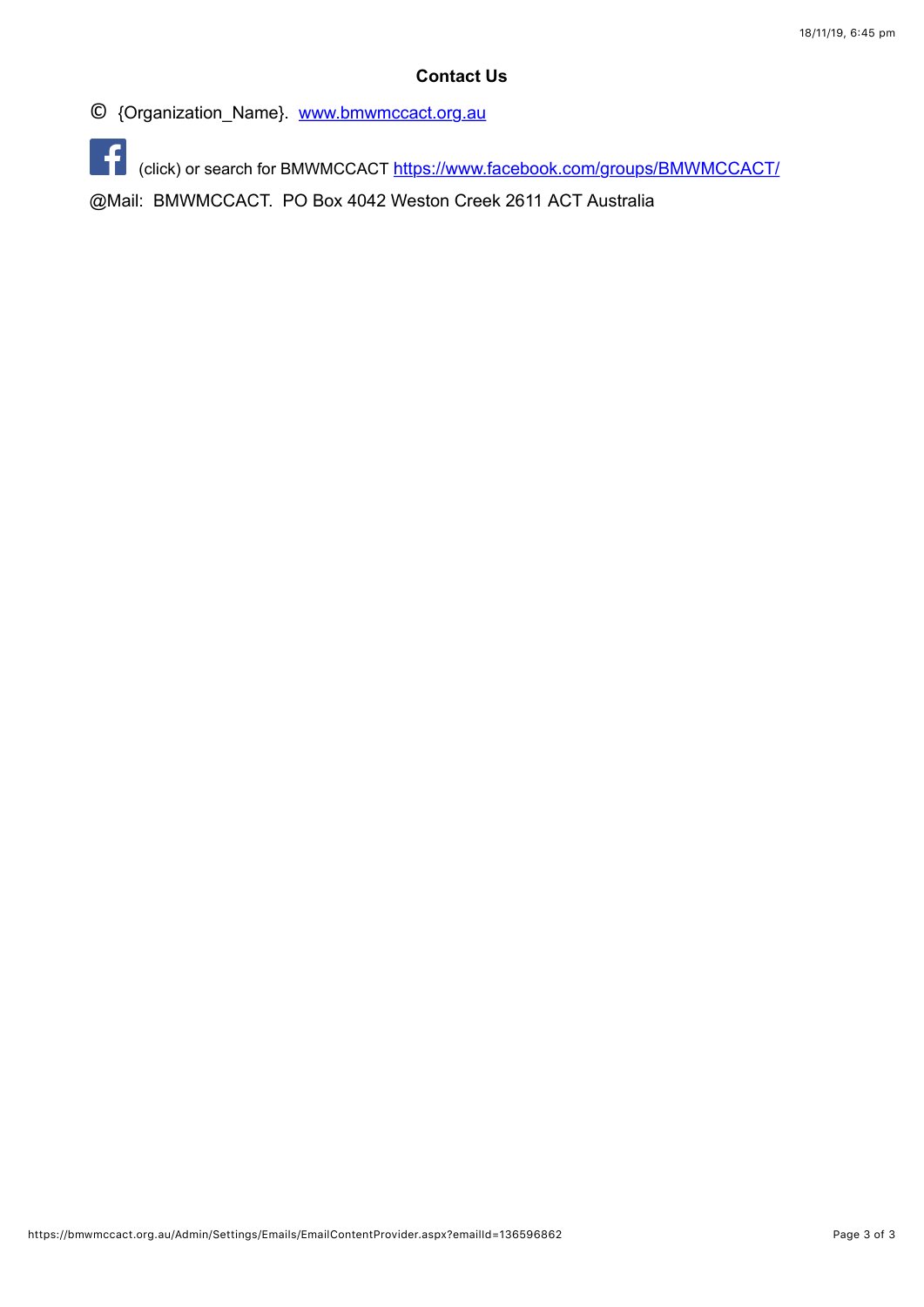**Contact Us**

© {Organization_Name}. www.bmwmccact.org.au

(click) or search for BMWMCCACT https://www.facebook.com/groups/BMWMCCACT/

@Mail: BMWMCCACT. PO Box 4042 Weston Creek 2611 ACT Australia